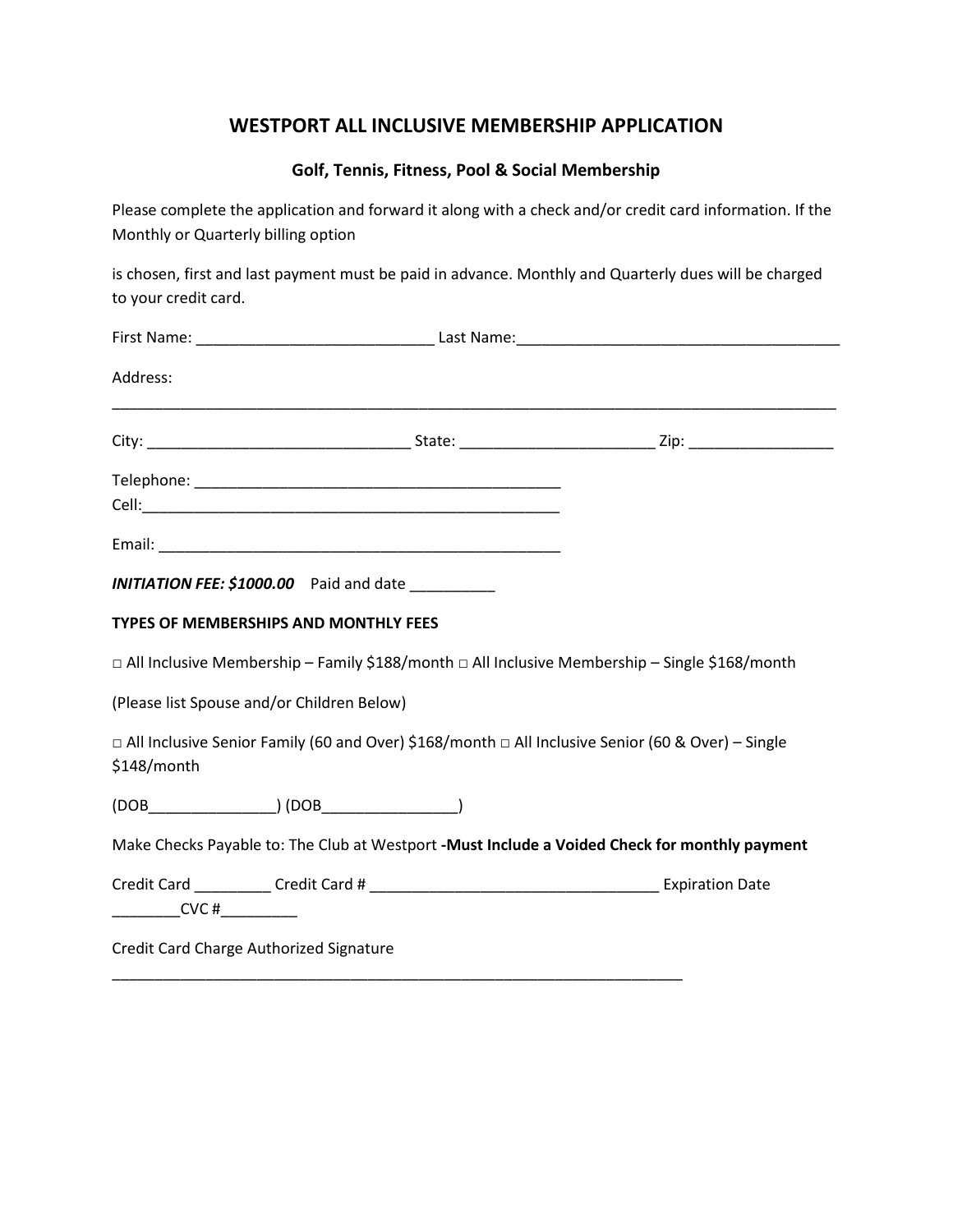# WESTPORT ALL INCLUSIVE MEMBERSHIP APPLICATION

### Golf, Tennis, Fitness, Pool & Social Membership

Please complete the application and forward it along with a check and/or credit card information. If the Monthly or Quarterly billing option

is chosen, first and last payment must be paid in advance. Monthly and Quarterly dues will be charged to your credit card.

First Name: ____________________________ Last Name:______________________________________

Address:

_____________________________________________________________________________________

City: _______________________________ State: _______________________ Zip: _________________

Telephone: ____________________________________________
Cell:__________________________________________________

Email: ________________________________________________

***INITIATION FEE: $1000.00*** Paid and date __________

**TYPES OF MEMBERSHIPS AND MONTHLY FEES**

□ All Inclusive Membership – Family $188/month □ All Inclusive Membership – Single $168/month

(Please list Spouse and/or Children Below)

□ All Inclusive Senior Family (60 and Over) $168/month □ All Inclusive Senior (60 & Over) – Single $148/month

(DOB_______________) (DOB________________)

Make Checks Payable to: The Club at Westport **-Must Include a Voided Check for monthly payment**

Credit Card _________ Credit Card # __________________________________ Expiration Date ________CVC #_________

Credit Card Charge Authorized Signature

______________________________________________________________________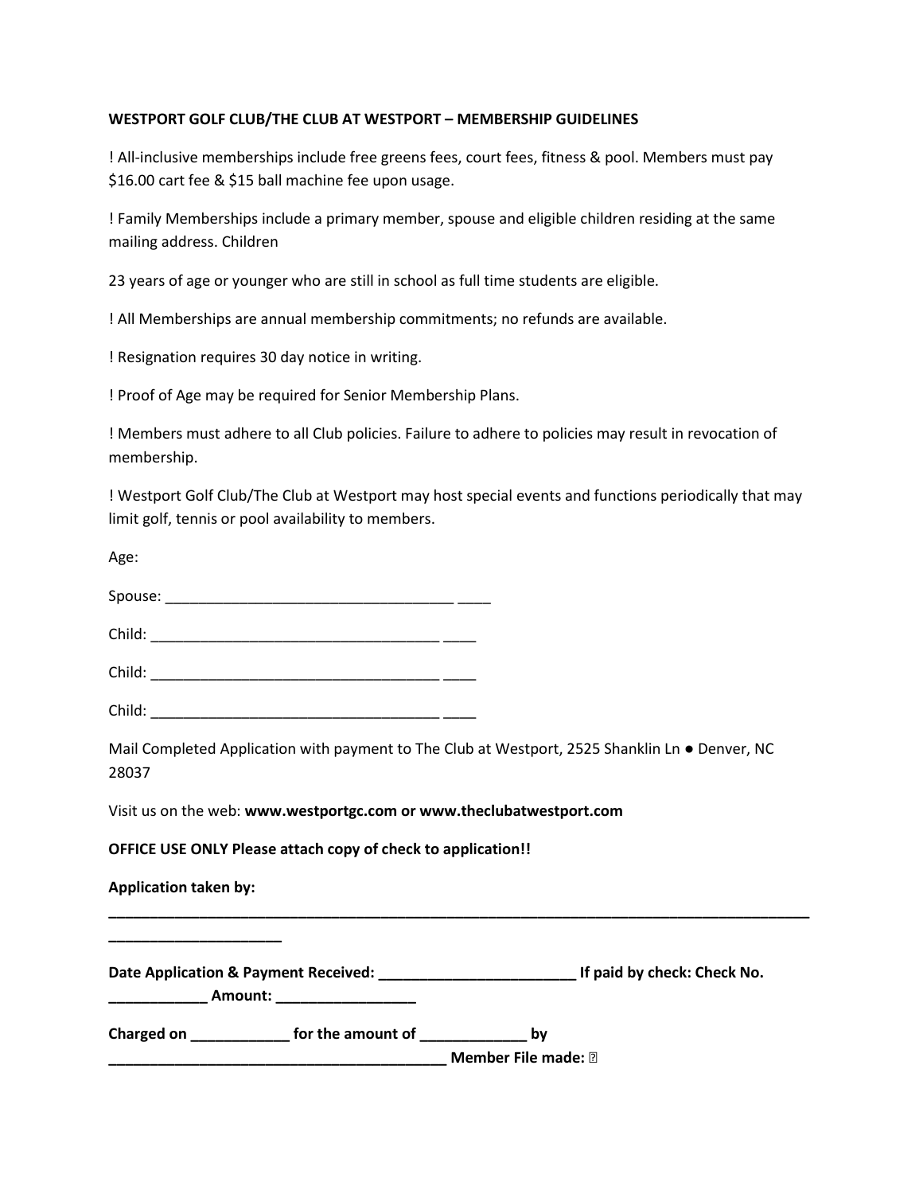**WESTPORT GOLF CLUB/THE CLUB AT WESTPORT – MEMBERSHIP GUIDELINES**

! All-inclusive memberships include free greens fees, court fees, fitness & pool. Members must pay $16.00 cart fee & $15 ball machine fee upon usage.

! Family Memberships include a primary member, spouse and eligible children residing at the same mailing address. Children

23 years of age or younger who are still in school as full time students are eligible.

! All Memberships are annual membership commitments; no refunds are available.

! Resignation requires 30 day notice in writing.

! Proof of Age may be required for Senior Membership Plans.

! Members must adhere to all Club policies. Failure to adhere to policies may result in revocation of membership.

! Westport Golf Club/The Club at Westport may host special events and functions periodically that may limit golf, tennis or pool availability to members.

Age:

Spouse: ____________________________________ ____

Child: ____________________________________ ____

Child: ____________________________________ ____

Child: ____________________________________ ____

Mail Completed Application with payment to The Club at Westport, 2525 Shanklin Ln ● Denver, NC 28037

Visit us on the web: **www.westportgc.com or www.theclubatwestport.com**

**OFFICE USE ONLY Please attach copy of check to application!!**

**Application taken by:**

**________________________________________________________________________________________ ______________________**

**Date Application & Payment Received: ________________________ If paid by check: Check No. ____________ Amount: _________________**

**Charged on ____________ for the amount of _____________ by __________________________________________ Member File made: ☐**